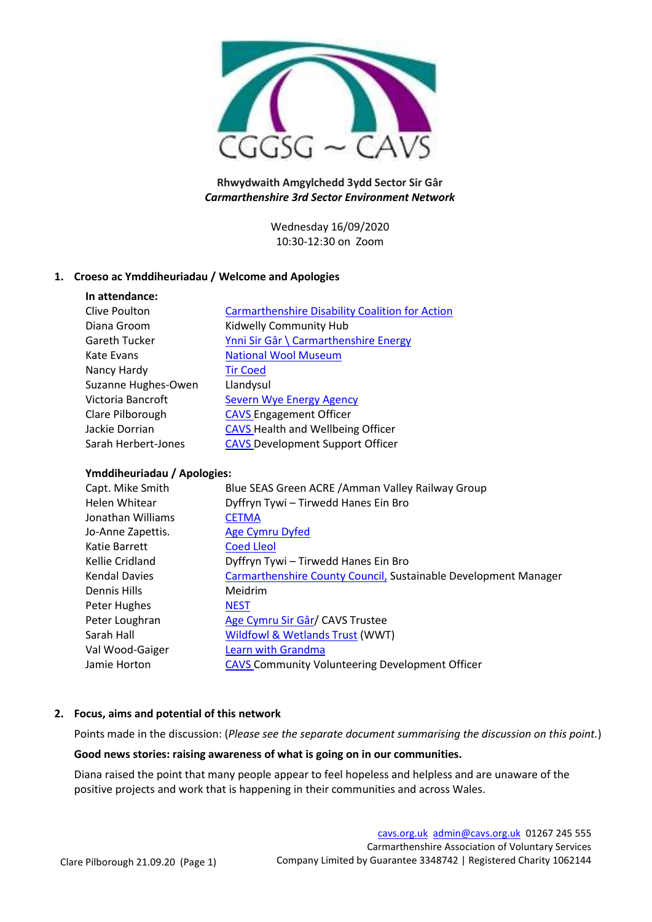CGGSG ~ CAVS

**Rhwydwaith Amgylchedd 3ydd Sector Sir Gâr**
***Carmarthenshire 3rd Sector Environment Network***

Wednesday 16/09/2020
10:30-12:30 on Zoom

## 1. Croeso ac Ymddiheuriadau / Welcome and Apologies

**In attendance:**

| | |
|---|---|
| Clive Poulton | Carmarthenshire Disability Coalition for Action |
| Diana Groom | Kidwelly Community Hub |
| Gareth Tucker | Ynni Sir Gâr \ Carmarthenshire Energy |
| Kate Evans | National Wool Museum |
| Nancy Hardy | Tir Coed |
| Suzanne Hughes-Owen | Llandysul |
| Victoria Bancroft | Severn Wye Energy Agency |
| Clare Pilborough | CAVS Engagement Officer |
| Jackie Dorrian | CAVS Health and Wellbeing Officer |
| Sarah Herbert-Jones | CAVS Development Support Officer |

**Ymddiheuriadau / Apologies:**

| | |
|---|---|
| Capt. Mike Smith | Blue SEAS Green ACRE /Amman Valley Railway Group |
| Helen Whitear | Dyffryn Tywi – Tirwedd Hanes Ein Bro |
| Jonathan Williams | CETMA |
| Jo-Anne Zapettis. | Age Cymru Dyfed |
| Katie Barrett | Coed Lleol |
| Kellie Cridland | Dyffryn Tywi – Tirwedd Hanes Ein Bro |
| Kendal Davies | Carmarthenshire County Council, Sustainable Development Manager |
| Dennis Hills | Meidrim |
| Peter Hughes | NEST |
| Peter Loughran | Age Cymru Sir Gâr/ CAVS Trustee |
| Sarah Hall | Wildfowl & Wetlands Trust (WWT) |
| Val Wood-Gaiger | Learn with Grandma |
| Jamie Horton | CAVS Community Volunteering Development Officer |

## 2. Focus, aims and potential of this network

Points made in the discussion: (*Please see the separate document summarising the discussion on this point.*)

**Good news stories: raising awareness of what is going on in our communities.**

Diana raised the point that many people appear to feel hopeless and helpless and are unaware of the positive projects and work that is happening in their communities and across Wales.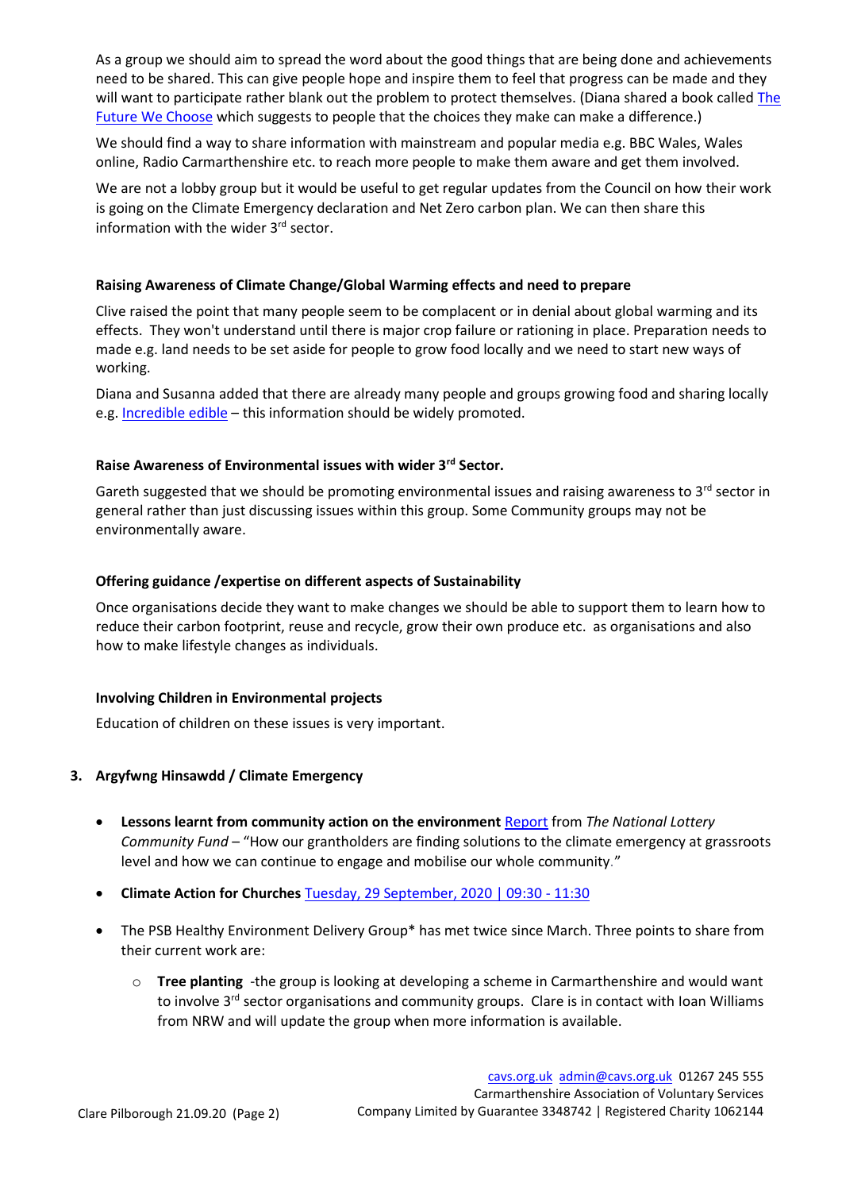As a group we should aim to spread the word about the good things that are being done and achievements need to be shared. This can give people hope and inspire them to feel that progress can be made and they will want to participate rather blank out the problem to protect themselves. (Diana shared a book called The Future We Choose which suggests to people that the choices they make can make a difference.)

We should find a way to share information with mainstream and popular media e.g. BBC Wales, Wales online, Radio Carmarthenshire etc. to reach more people to make them aware and get them involved.

We are not a lobby group but it would be useful to get regular updates from the Council on how their work is going on the Climate Emergency declaration and Net Zero carbon plan. We can then share this information with the wider 3rd sector.

#### Raising Awareness of Climate Change/Global Warming effects and need to prepare

Clive raised the point that many people seem to be complacent or in denial about global warming and its effects. They won't understand until there is major crop failure or rationing in place. Preparation needs to made e.g. land needs to be set aside for people to grow food locally and we need to start new ways of working.

Diana and Susanna added that there are already many people and groups growing food and sharing locally e.g. Incredible edible – this information should be widely promoted.

#### Raise Awareness of Environmental issues with wider 3rd Sector.

Gareth suggested that we should be promoting environmental issues and raising awareness to 3rd sector in general rather than just discussing issues within this group. Some Community groups may not be environmentally aware.

#### Offering guidance /expertise on different aspects of Sustainability

Once organisations decide they want to make changes we should be able to support them to learn how to reduce their carbon footprint, reuse and recycle, grow their own produce etc. as organisations and also how to make lifestyle changes as individuals.

#### Involving Children in Environmental projects

Education of children on these issues is very important.

### 3. Argyfwng Hinsawdd / Climate Emergency

- **Lessons learnt from community action on the environment** Report from *The National Lottery Community Fund* – "How our grantholders are finding solutions to the climate emergency at grassroots level and how we can continue to engage and mobilise our whole community."
- **Climate Action for Churches** Tuesday, 29 September, 2020 | 09:30 - 11:30
- The PSB Healthy Environment Delivery Group* has met twice since March. Three points to share from their current work are:
  - **Tree planting** -the group is looking at developing a scheme in Carmarthenshire and would want to involve 3rd sector organisations and community groups. Clare is in contact with Ioan Williams from NRW and will update the group when more information is available.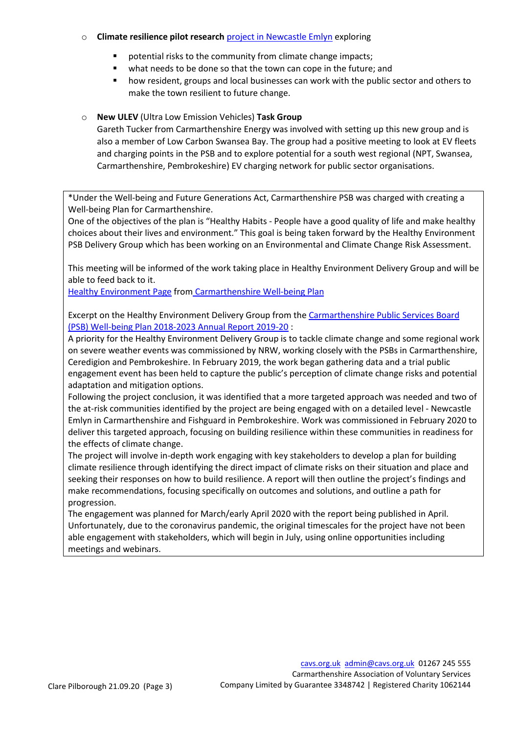- **Climate resilience pilot research** project in Newcastle Emlyn exploring
  - potential risks to the community from climate change impacts;
  - what needs to be done so that the town can cope in the future; and
  - how resident, groups and local businesses can work with the public sector and others to make the town resilient to future change.

- **New ULEV** (Ultra Low Emission Vehicles) **Task Group**

  Gareth Tucker from Carmarthenshire Energy was involved with setting up this new group and is also a member of Low Carbon Swansea Bay. The group had a positive meeting to look at EV fleets and charging points in the PSB and to explore potential for a south west regional (NPT, Swansea, Carmarthenshire, Pembrokeshire) EV charging network for public sector organisations.

*Under the Well-being and Future Generations Act, Carmarthenshire PSB was charged with creating a Well-being Plan for Carmarthenshire.
One of the objectives of the plan is "Healthy Habits - People have a good quality of life and make healthy choices about their lives and environment." This goal is being taken forward by the Healthy Environment PSB Delivery Group which has been working on an Environmental and Climate Change Risk Assessment.

This meeting will be informed of the work taking place in Healthy Environment Delivery Group and will be able to feed back to it.
Healthy Environment Page from Carmarthenshire Well-being Plan

Excerpt on the Healthy Environment Delivery Group from the Carmarthenshire Public Services Board (PSB) Well-being Plan 2018-2023 Annual Report 2019-20 :
A priority for the Healthy Environment Delivery Group is to tackle climate change and some regional work on severe weather events was commissioned by NRW, working closely with the PSBs in Carmarthenshire, Ceredigion and Pembrokeshire. In February 2019, the work began gathering data and a trial public engagement event has been held to capture the public's perception of climate change risks and potential adaptation and mitigation options.
Following the project conclusion, it was identified that a more targeted approach was needed and two of the at-risk communities identified by the project are being engaged with on a detailed level - Newcastle Emlyn in Carmarthenshire and Fishguard in Pembrokeshire. Work was commissioned in February 2020 to deliver this targeted approach, focusing on building resilience within these communities in readiness for the effects of climate change.
The project will involve in-depth work engaging with key stakeholders to develop a plan for building climate resilience through identifying the direct impact of climate risks on their situation and place and seeking their responses on how to build resilience. A report will then outline the project's findings and make recommendations, focusing specifically on outcomes and solutions, and outline a path for progression.
The engagement was planned for March/early April 2020 with the report being published in April. Unfortunately, due to the coronavirus pandemic, the original timescales for the project have not been able engagement with stakeholders, which will begin in July, using online opportunities including meetings and webinars.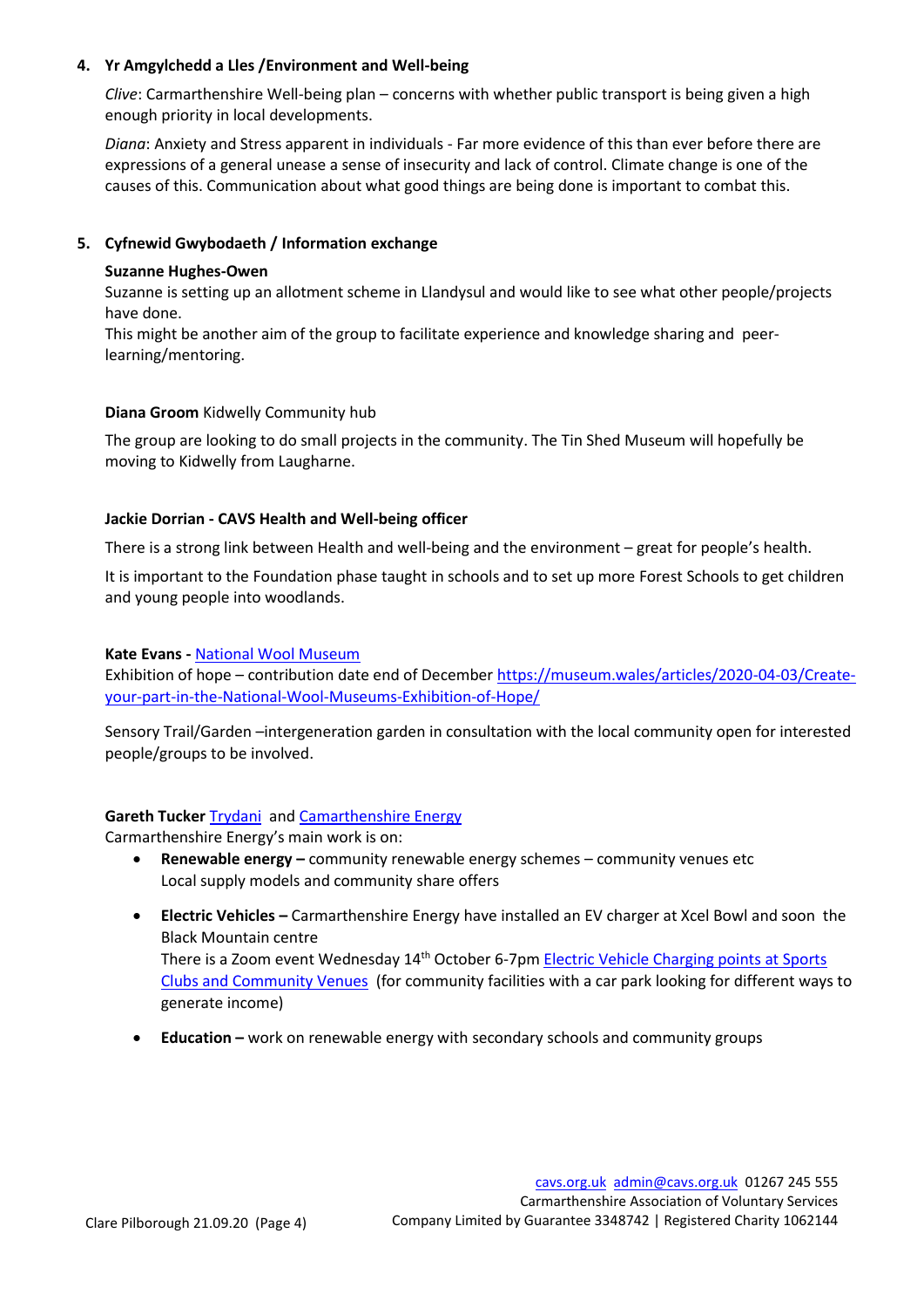## 4. Yr Amgylchedd a Lles /Environment and Well-being

*Clive*: Carmarthenshire Well-being plan – concerns with whether public transport is being given a high enough priority in local developments.

*Diana*: Anxiety and Stress apparent in individuals - Far more evidence of this than ever before there are expressions of a general unease a sense of insecurity and lack of control. Climate change is one of the causes of this. Communication about what good things are being done is important to combat this.

## 5. Cyfnewid Gwybodaeth / Information exchange

**Suzanne Hughes-Owen**

Suzanne is setting up an allotment scheme in Llandysul and would like to see what other people/projects have done.
This might be another aim of the group to facilitate experience and knowledge sharing and peer-learning/mentoring.

**Diana Groom** Kidwelly Community hub

The group are looking to do small projects in the community. The Tin Shed Museum will hopefully be moving to Kidwelly from Laugharne.

**Jackie Dorrian - CAVS Health and Well-being officer**

There is a strong link between Health and well-being and the environment – great for people's health.

It is important to the Foundation phase taught in schools and to set up more Forest Schools to get children and young people into woodlands.

**Kate Evans -** National Wool Museum

Exhibition of hope – contribution date end of December https://museum.wales/articles/2020-04-03/Create-your-part-in-the-National-Wool-Museums-Exhibition-of-Hope/

Sensory Trail/Garden –intergeneration garden in consultation with the local community open for interested people/groups to be involved.

**Gareth Tucker** Trydani and Carmarthenshire Energy
Carmarthenshire Energy's main work is on:

- **Renewable energy –** community renewable energy schemes – community venues etc
  Local supply models and community share offers
- **Electric Vehicles –** Carmarthenshire Energy have installed an EV charger at Xcel Bowl and soon the Black Mountain centre
  There is a Zoom event Wednesday 14th October 6-7pm Electric Vehicle Charging points at Sports Clubs and Community Venues (for community facilities with a car park looking for different ways to generate income)
- **Education –** work on renewable energy with secondary schools and community groups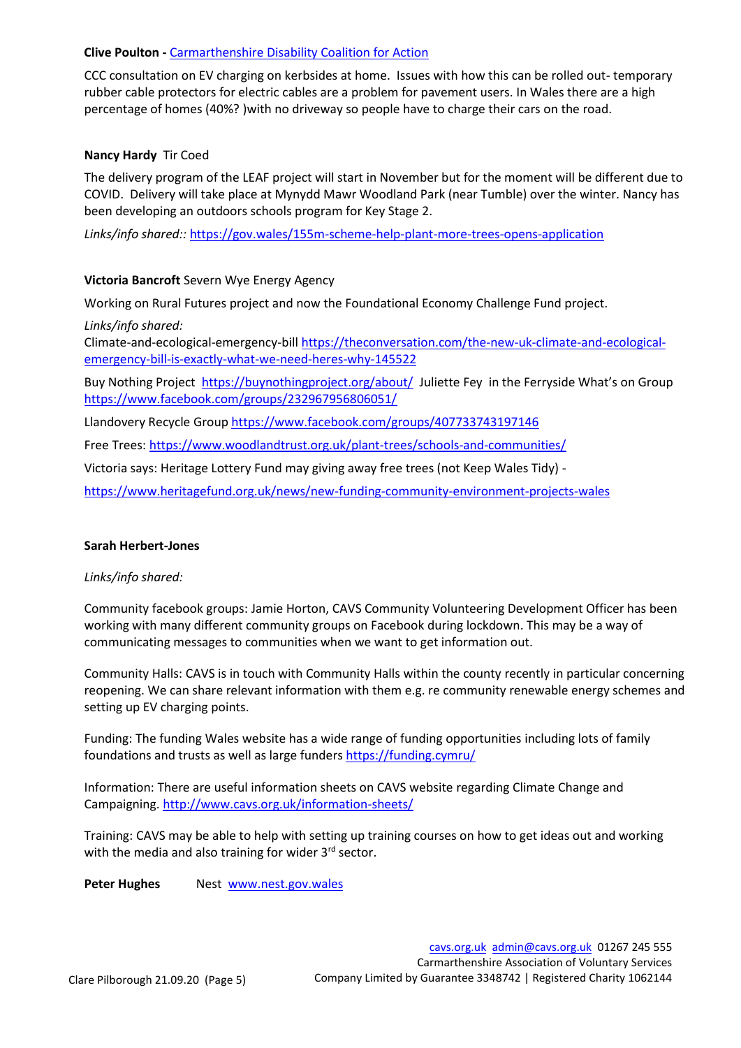**Clive Poulton -** [Carmarthenshire Disability Coalition for Action]

CCC consultation on EV charging on kerbsides at home. Issues with how this can be rolled out- temporary rubber cable protectors for electric cables are a problem for pavement users. In Wales there are a high percentage of homes (40%? )with no driveway so people have to charge their cars on the road.

**Nancy Hardy** Tir Coed

The delivery program of the LEAF project will start in November but for the moment will be different due to COVID. Delivery will take place at Mynydd Mawr Woodland Park (near Tumble) over the winter. Nancy has been developing an outdoors schools program for Key Stage 2.

*Links/info shared::* https://gov.wales/155m-scheme-help-plant-more-trees-opens-application

**Victoria Bancroft** Severn Wye Energy Agency

Working on Rural Futures project and now the Foundational Economy Challenge Fund project.

*Links/info shared:*

Climate-and-ecological-emergency-bill https://theconversation.com/the-new-uk-climate-and-ecological-emergency-bill-is-exactly-what-we-need-heres-why-145522

Buy Nothing Project https://buynothingproject.org/about/ Juliette Fey in the Ferryside What's on Group https://www.facebook.com/groups/232967956806051/

Llandovery Recycle Group https://www.facebook.com/groups/407733743197146

Free Trees: https://www.woodlandtrust.org.uk/plant-trees/schools-and-communities/

Victoria says: Heritage Lottery Fund may giving away free trees (not Keep Wales Tidy) -

https://www.heritagefund.org.uk/news/new-funding-community-environment-projects-wales

**Sarah Herbert-Jones**

*Links/info shared:*

Community facebook groups: Jamie Horton, CAVS Community Volunteering Development Officer has been working with many different community groups on Facebook during lockdown. This may be a way of communicating messages to communities when we want to get information out.

Community Halls: CAVS is in touch with Community Halls within the county recently in particular concerning reopening. We can share relevant information with them e.g. re community renewable energy schemes and setting up EV charging points.

Funding: The funding Wales website has a wide range of funding opportunities including lots of family foundations and trusts as well as large funders https://funding.cymru/

Information: There are useful information sheets on CAVS website regarding Climate Change and Campaigning. http://www.cavs.org.uk/information-sheets/

Training: CAVS may be able to help with setting up training courses on how to get ideas out and working with the media and also training for wider 3rd sector.

**Peter Hughes** Nest www.nest.gov.wales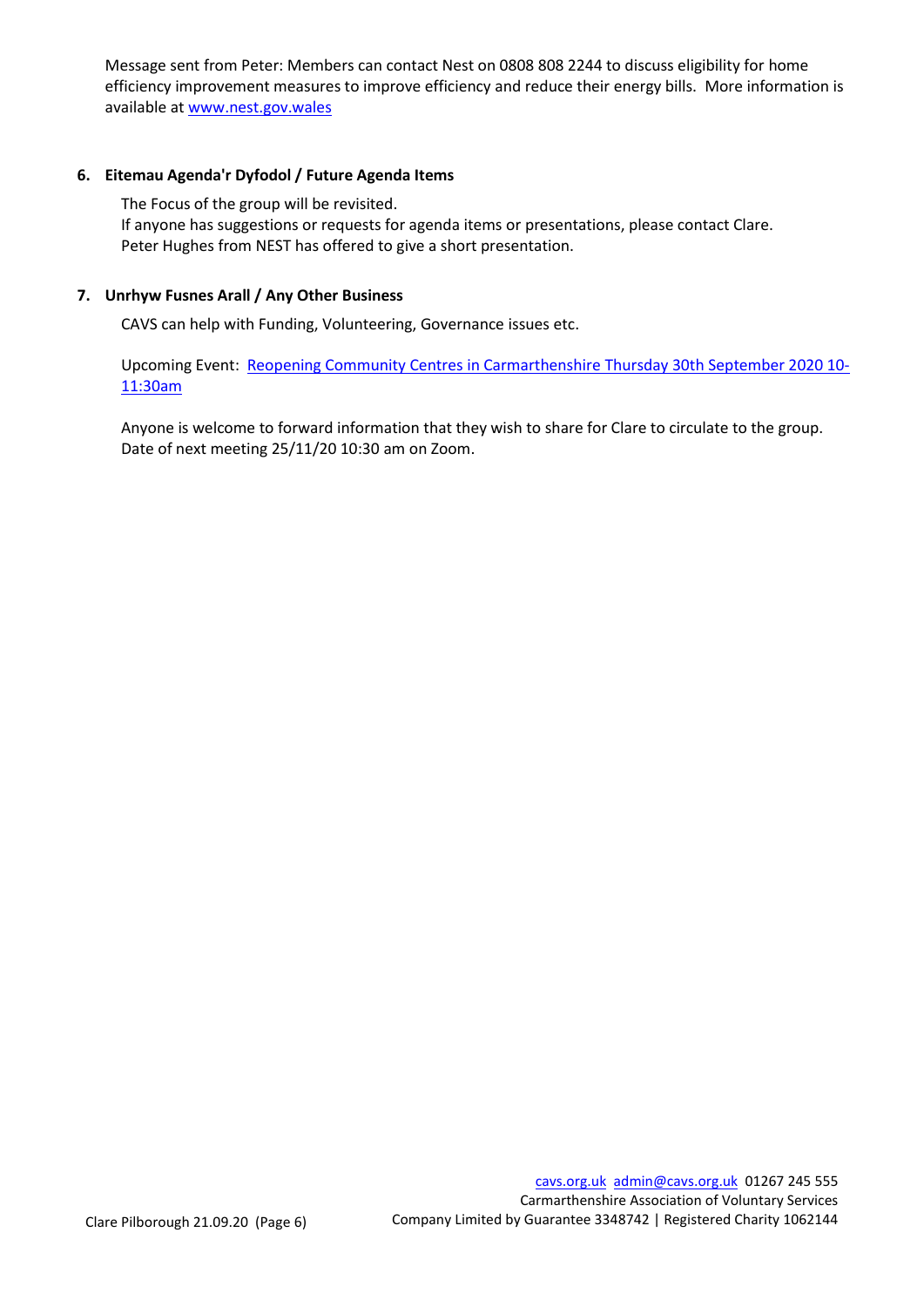Message sent from Peter: Members can contact Nest on 0808 808 2244 to discuss eligibility for home efficiency improvement measures to improve efficiency and reduce their energy bills. More information is available at [www.nest.gov.wales](www.nest.gov.wales)

**6. Eitemau Agenda'r Dyfodol / Future Agenda Items**

The Focus of the group will be revisited.
If anyone has suggestions or requests for agenda items or presentations, please contact Clare.
Peter Hughes from NEST has offered to give a short presentation.

**7. Unrhyw Fusnes Arall / Any Other Business**

CAVS can help with Funding, Volunteering, Governance issues etc.

Upcoming Event: Reopening Community Centres in Carmarthenshire Thursday 30th September 2020 10-11:30am

Anyone is welcome to forward information that they wish to share for Clare to circulate to the group.
Date of next meeting 25/11/20 10:30 am on Zoom.